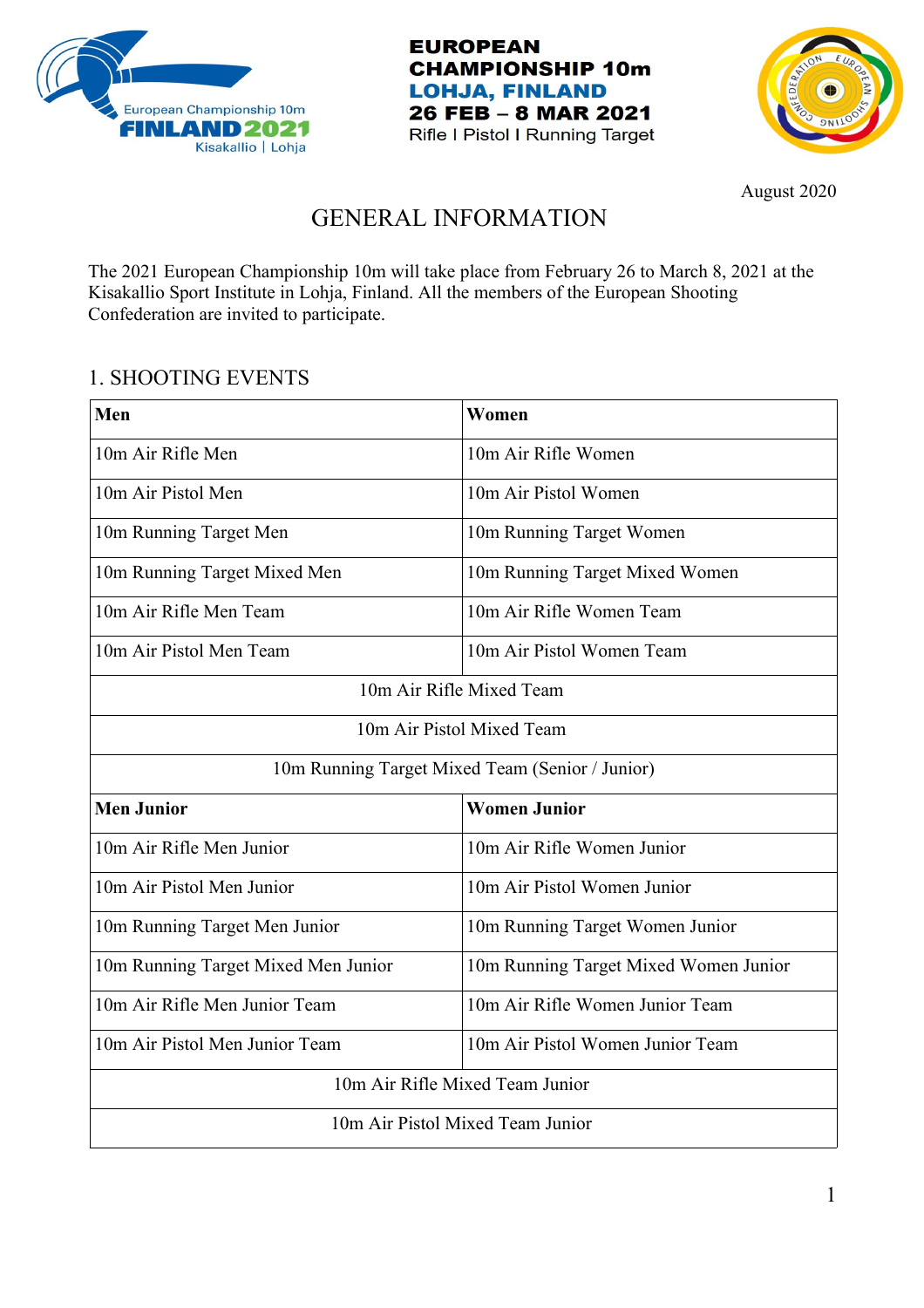**EUROPEAN CHAMPIONSHIP 10m**
**LOHJA, FINLAND**
**26 FEB – 8 MAR 2021**
Rifle I Pistol I Running Target

August 2020

# GENERAL INFORMATION

The 2021 European Championship 10m will take place from February 26 to March 8, 2021 at the Kisakallio Sport Institute in Lohja, Finland. All the members of the European Shooting Confederation are invited to participate.

## 1. SHOOTING EVENTS

| Men | Women |
|---|---|
| 10m Air Rifle Men | 10m Air Rifle Women |
| 10m Air Pistol Men | 10m Air Pistol Women |
| 10m Running Target Men | 10m Running Target Women |
| 10m Running Target Mixed Men | 10m Running Target Mixed Women |
| 10m Air Rifle Men Team | 10m Air Rifle Women Team |
| 10m Air Pistol Men Team | 10m Air Pistol Women Team |
| 10m Air Rifle Mixed Team | |
| 10m Air Pistol Mixed Team | |
| 10m Running Target Mixed Team (Senior / Junior) | |
| **Men Junior** | **Women Junior** |
| 10m Air Rifle Men Junior | 10m Air Rifle Women Junior |
| 10m Air Pistol Men Junior | 10m Air Pistol Women Junior |
| 10m Running Target Men Junior | 10m Running Target Women Junior |
| 10m Running Target Mixed Men Junior | 10m Running Target Mixed Women Junior |
| 10m Air Rifle Men Junior Team | 10m Air Rifle Women Junior Team |
| 10m Air Pistol Men Junior Team | 10m Air Pistol Women Junior Team |
| 10m Air Rifle Mixed Team Junior | |
| 10m Air Pistol Mixed Team Junior | |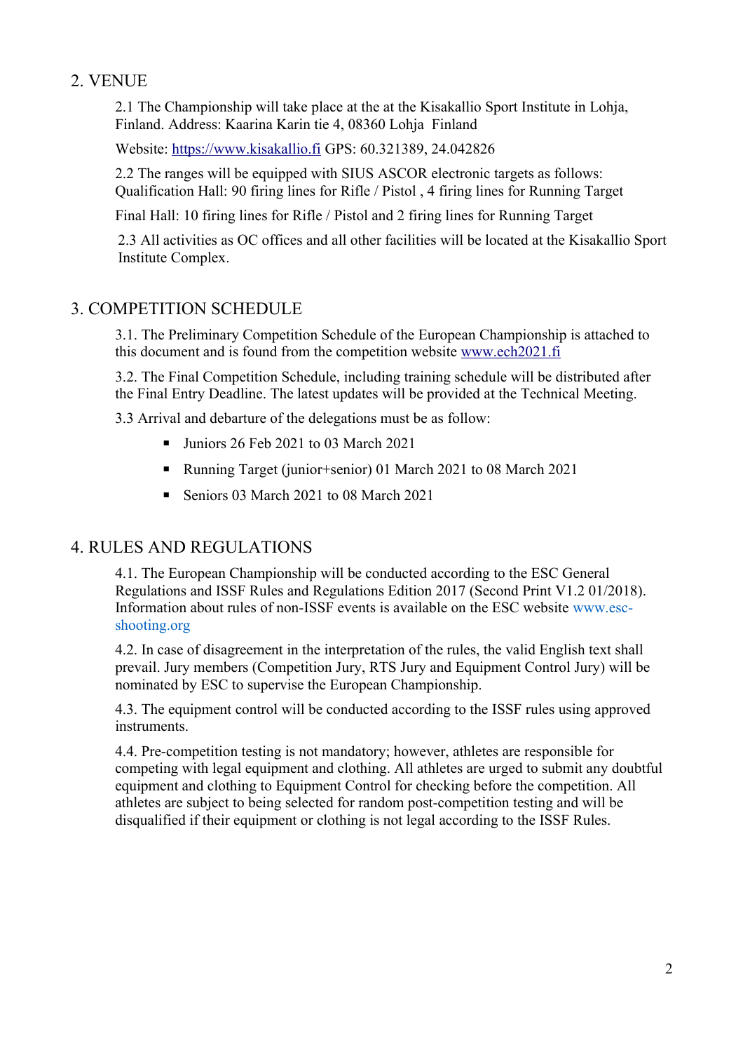## 2. VENUE

2.1 The Championship will take place at the at the Kisakallio Sport Institute in Lohja, Finland. Address: Kaarina Karin tie 4, 08360 Lohja Finland

Website: [https://www.kisakallio.fi](https://www.kisakallio.fi) GPS: 60.321389, 24.042826

2.2 The ranges will be equipped with SIUS ASCOR electronic targets as follows: Qualification Hall: 90 firing lines for Rifle / Pistol , 4 firing lines for Running Target

Final Hall: 10 firing lines for Rifle / Pistol and 2 firing lines for Running Target

2.3 All activities as OC offices and all other facilities will be located at the Kisakallio Sport Institute Complex.

## 3. COMPETITION SCHEDULE

3.1. The Preliminary Competition Schedule of the European Championship is attached to this document and is found from the competition website [www.ech2021.fi](http://www.ech2021.fi)

3.2. The Final Competition Schedule, including training schedule will be distributed after the Final Entry Deadline. The latest updates will be provided at the Technical Meeting.

3.3 Arrival and debarture of the delegations must be as follow:

- Juniors 26 Feb 2021 to 03 March 2021
- Running Target (junior+senior) 01 March 2021 to 08 March 2021
- Seniors 03 March 2021 to 08 March 2021

## 4. RULES AND REGULATIONS

4.1. The European Championship will be conducted according to the ESC General Regulations and ISSF Rules and Regulations Edition 2017 (Second Print V1.2 01/2018). Information about rules of non-ISSF events is available on the ESC website www.esc-shooting.org

4.2. In case of disagreement in the interpretation of the rules, the valid English text shall prevail. Jury members (Competition Jury, RTS Jury and Equipment Control Jury) will be nominated by ESC to supervise the European Championship.

4.3. The equipment control will be conducted according to the ISSF rules using approved instruments.

4.4. Pre-competition testing is not mandatory; however, athletes are responsible for competing with legal equipment and clothing. All athletes are urged to submit any doubtful equipment and clothing to Equipment Control for checking before the competition. All athletes are subject to being selected for random post-competition testing and will be disqualified if their equipment or clothing is not legal according to the ISSF Rules.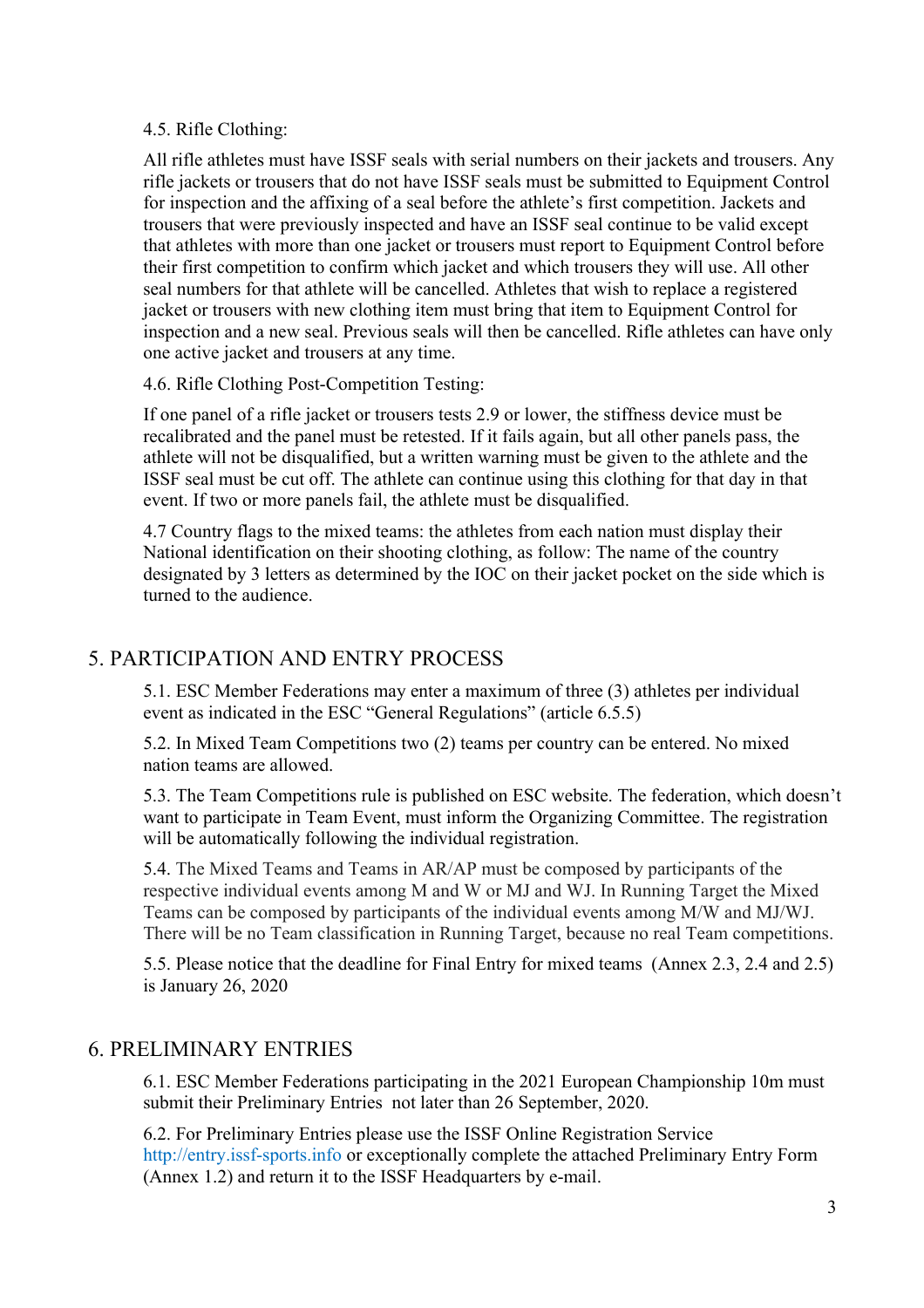4.5. Rifle Clothing:

All rifle athletes must have ISSF seals with serial numbers on their jackets and trousers. Any rifle jackets or trousers that do not have ISSF seals must be submitted to Equipment Control for inspection and the affixing of a seal before the athlete's first competition. Jackets and trousers that were previously inspected and have an ISSF seal continue to be valid except that athletes with more than one jacket or trousers must report to Equipment Control before their first competition to confirm which jacket and which trousers they will use. All other seal numbers for that athlete will be cancelled. Athletes that wish to replace a registered jacket or trousers with new clothing item must bring that item to Equipment Control for inspection and a new seal. Previous seals will then be cancelled. Rifle athletes can have only one active jacket and trousers at any time.

4.6. Rifle Clothing Post-Competition Testing:

If one panel of a rifle jacket or trousers tests 2.9 or lower, the stiffness device must be recalibrated and the panel must be retested. If it fails again, but all other panels pass, the athlete will not be disqualified, but a written warning must be given to the athlete and the ISSF seal must be cut off. The athlete can continue using this clothing for that day in that event. If two or more panels fail, the athlete must be disqualified.

4.7 Country flags to the mixed teams: the athletes from each nation must display their National identification on their shooting clothing, as follow: The name of the country designated by 3 letters as determined by the IOC on their jacket pocket on the side which is turned to the audience.

## 5. PARTICIPATION AND ENTRY PROCESS

5.1. ESC Member Federations may enter a maximum of three (3) athletes per individual event as indicated in the ESC "General Regulations" (article 6.5.5)

5.2. In Mixed Team Competitions two (2) teams per country can be entered. No mixed nation teams are allowed.

5.3. The Team Competitions rule is published on ESC website. The federation, which doesn't want to participate in Team Event, must inform the Organizing Committee. The registration will be automatically following the individual registration.

5.4. The Mixed Teams and Teams in AR/AP must be composed by participants of the respective individual events among M and W or MJ and WJ. In Running Target the Mixed Teams can be composed by participants of the individual events among M/W and MJ/WJ. There will be no Team classification in Running Target, because no real Team competitions.

5.5. Please notice that the deadline for Final Entry for mixed teams (Annex 2.3, 2.4 and 2.5) is January 26, 2020

## 6. PRELIMINARY ENTRIES

6.1. ESC Member Federations participating in the 2021 European Championship 10m must submit their Preliminary Entries not later than 26 September, 2020.

6.2. For Preliminary Entries please use the ISSF Online Registration Service http://entry.issf-sports.info or exceptionally complete the attached Preliminary Entry Form (Annex 1.2) and return it to the ISSF Headquarters by e-mail.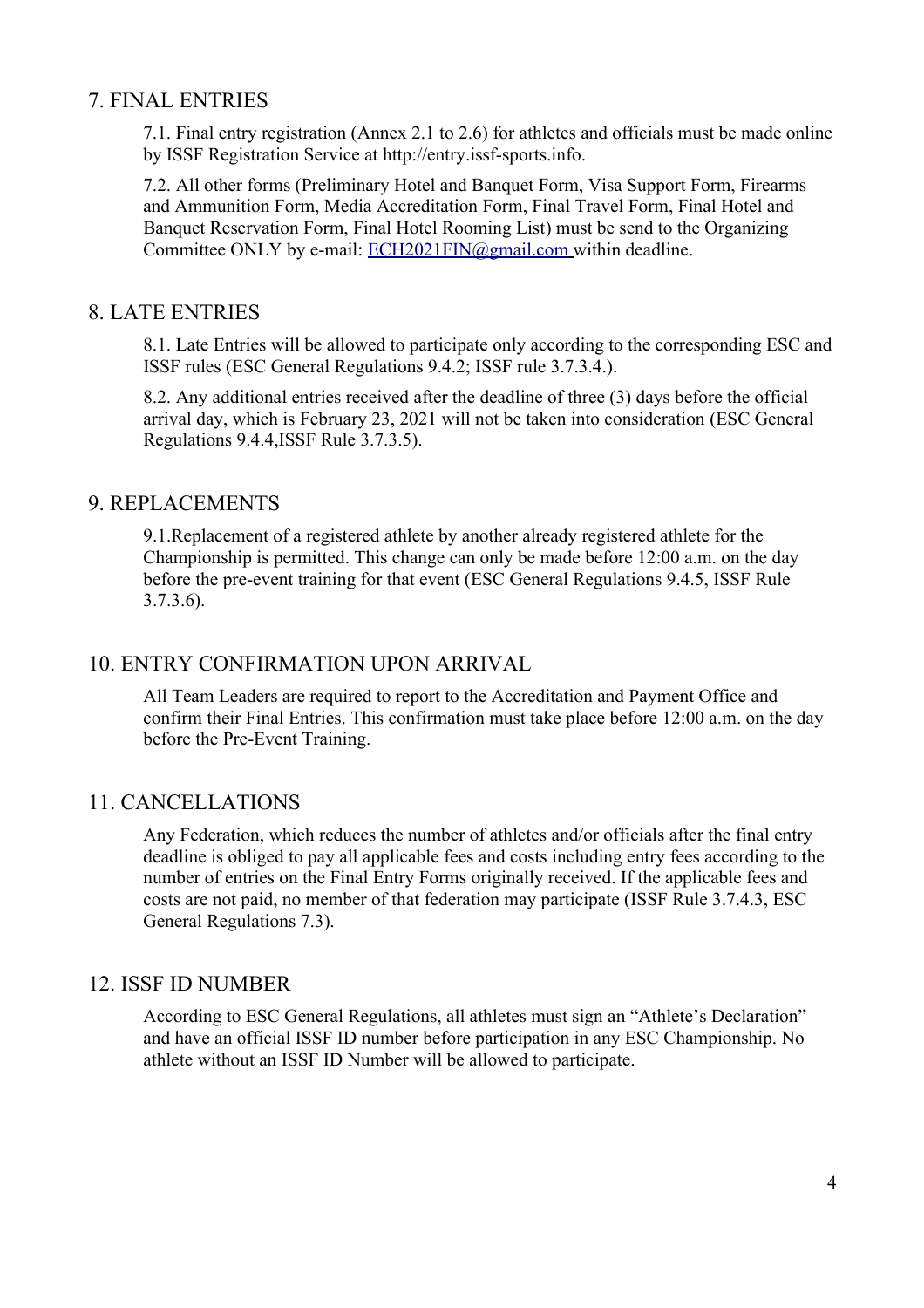## 7. FINAL ENTRIES

7.1. Final entry registration (Annex 2.1 to 2.6) for athletes and officials must be made online by ISSF Registration Service at http://entry.issf-sports.info.

7.2. All other forms (Preliminary Hotel and Banquet Form, Visa Support Form, Firearms and Ammunition Form, Media Accreditation Form, Final Travel Form, Final Hotel and Banquet Reservation Form, Final Hotel Rooming List) must be send to the Organizing Committee ONLY by e-mail: ECH2021FIN@gmail.com within deadline.

## 8. LATE ENTRIES

8.1. Late Entries will be allowed to participate only according to the corresponding ESC and ISSF rules (ESC General Regulations 9.4.2; ISSF rule 3.7.3.4.).

8.2. Any additional entries received after the deadline of three (3) days before the official arrival day, which is February 23, 2021 will not be taken into consideration (ESC General Regulations 9.4.4,ISSF Rule 3.7.3.5).

## 9. REPLACEMENTS

9.1.Replacement of a registered athlete by another already registered athlete for the Championship is permitted. This change can only be made before 12:00 a.m. on the day before the pre-event training for that event (ESC General Regulations 9.4.5, ISSF Rule 3.7.3.6).

## 10. ENTRY CONFIRMATION UPON ARRIVAL

All Team Leaders are required to report to the Accreditation and Payment Office and confirm their Final Entries. This confirmation must take place before 12:00 a.m. on the day before the Pre-Event Training.

## 11. CANCELLATIONS

Any Federation, which reduces the number of athletes and/or officials after the final entry deadline is obliged to pay all applicable fees and costs including entry fees according to the number of entries on the Final Entry Forms originally received. If the applicable fees and costs are not paid, no member of that federation may participate (ISSF Rule 3.7.4.3, ESC General Regulations 7.3).

## 12. ISSF ID NUMBER

According to ESC General Regulations, all athletes must sign an "Athlete's Declaration" and have an official ISSF ID number before participation in any ESC Championship. No athlete without an ISSF ID Number will be allowed to participate.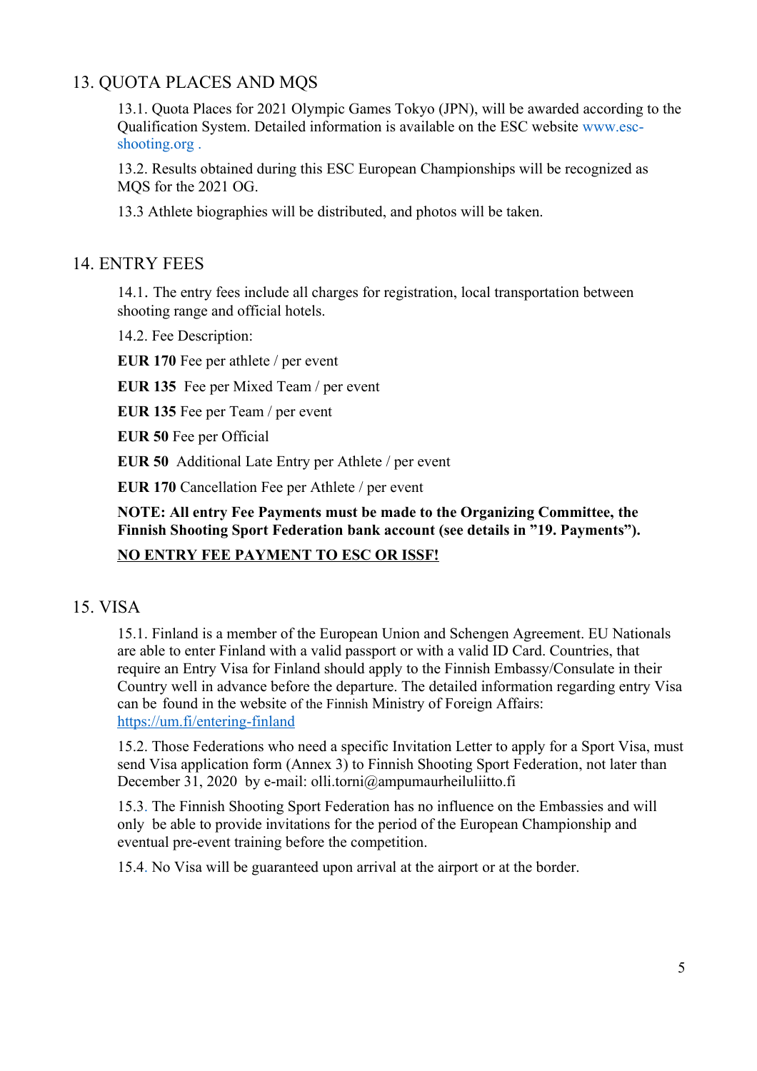## 13. QUOTA PLACES AND MQS

13.1. Quota Places for 2021 Olympic Games Tokyo (JPN), will be awarded according to the Qualification System. Detailed information is available on the ESC website www.esc-shooting.org .

13.2. Results obtained during this ESC European Championships will be recognized as MQS for the 2021 OG.

13.3 Athlete biographies will be distributed, and photos will be taken.

## 14. ENTRY FEES

14.1. The entry fees include all charges for registration, local transportation between shooting range and official hotels.

14.2. Fee Description:

**EUR 170** Fee per athlete / per event

**EUR 135** Fee per Mixed Team / per event

**EUR 135** Fee per Team / per event

**EUR 50** Fee per Official

**EUR 50** Additional Late Entry per Athlete / per event

**EUR 170** Cancellation Fee per Athlete / per event

**NOTE: All entry Fee Payments must be made to the Organizing Committee, the Finnish Shooting Sport Federation bank account (see details in "19. Payments").**

**NO ENTRY FEE PAYMENT TO ESC OR ISSF!**

## 15. VISA

15.1. Finland is a member of the European Union and Schengen Agreement. EU Nationals are able to enter Finland with a valid passport or with a valid ID Card. Countries, that require an Entry Visa for Finland should apply to the Finnish Embassy/Consulate in their Country well in advance before the departure. The detailed information regarding entry Visa can be found in the website of the Finnish Ministry of Foreign Affairs: https://um.fi/entering-finland

15.2. Those Federations who need a specific Invitation Letter to apply for a Sport Visa, must send Visa application form (Annex 3) to Finnish Shooting Sport Federation, not later than December 31, 2020 by e-mail: olli.torni@ampumaurheiluliitto.fi

15.3. The Finnish Shooting Sport Federation has no influence on the Embassies and will only be able to provide invitations for the period of the European Championship and eventual pre-event training before the competition.

15.4. No Visa will be guaranteed upon arrival at the airport or at the border.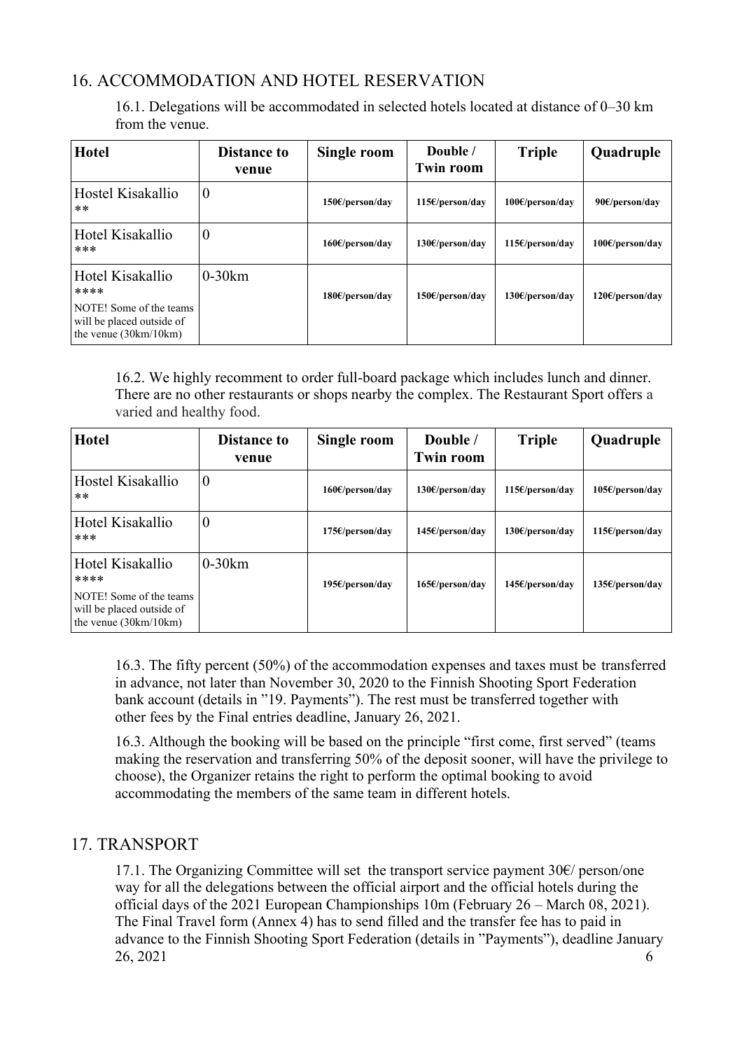## 16. ACCOMMODATION AND HOTEL RESERVATION

16.1. Delegations will be accommodated in selected hotels located at distance of 0–30 km from the venue.

| Hotel | Distance to venue | Single room | Double / Twin room | Triple | Quadruple |
|---|---|---|---|---|---|
| Hostel Kisakallio ** | 0 | 150€/person/day | 115€/person/day | 100€/person/day | 90€/person/day |
| Hotel Kisakallio *** | 0 | 160€/person/day | 130€/person/day | 115€/person/day | 100€/person/day |
| Hotel Kisakallio **** NOTE! Some of the teams will be placed outside of the venue (30km/10km) | 0-30km | 180€/person/day | 150€/person/day | 130€/person/day | 120€/person/day |

16.2. We highly recomment to order full-board package which includes lunch and dinner. There are no other restaurants or shops nearby the complex. The Restaurant Sport offers a varied and healthy food.

| Hotel | Distance to venue | Single room | Double / Twin room | Triple | Quadruple |
|---|---|---|---|---|---|
| Hostel Kisakallio ** | 0 | 160€/person/day | 130€/person/day | 115€/person/day | 105€/person/day |
| Hotel Kisakallio *** | 0 | 175€/person/day | 145€/person/day | 130€/person/day | 115€/person/day |
| Hotel Kisakallio **** NOTE! Some of the teams will be placed outside of the venue (30km/10km) | 0-30km | 195€/person/day | 165€/person/day | 145€/person/day | 135€/person/day |

16.3. The fifty percent (50%) of the accommodation expenses and taxes must be transferred in advance, not later than November 30, 2020 to the Finnish Shooting Sport Federation bank account (details in "19. Payments"). The rest must be transferred together with other fees by the Final entries deadline, January 26, 2021.

16.3. Although the booking will be based on the principle "first come, first served" (teams making the reservation and transferring 50% of the deposit sooner, will have the privilege to choose), the Organizer retains the right to perform the optimal booking to avoid accommodating the members of the same team in different hotels.

## 17. TRANSPORT

17.1. The Organizing Committee will set the transport service payment 30€/ person/one way for all the delegations between the official airport and the official hotels during the official days of the 2021 European Championships 10m (February 26 – March 08, 2021). The Final Travel form (Annex 4) has to send filled and the transfer fee has to paid in advance to the Finnish Shooting Sport Federation (details in "Payments"), deadline January 26, 2021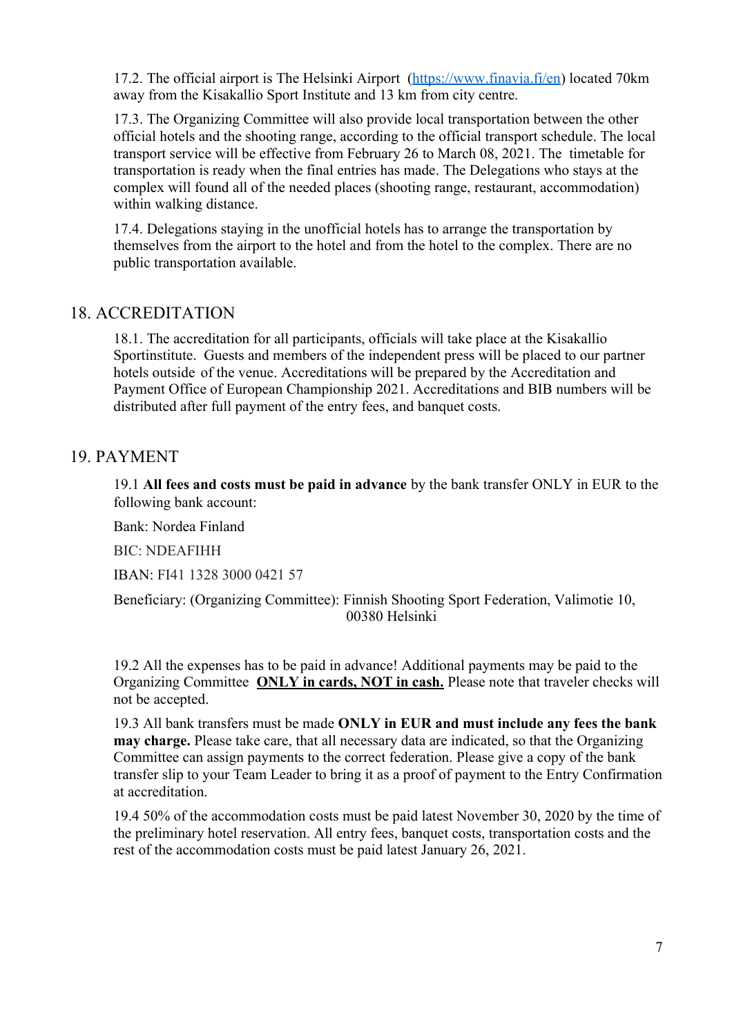17.2. The official airport is The Helsinki Airport ([https://www.finavia.fi/en](https://www.finavia.fi/en)) located 70km away from the Kisakallio Sport Institute and 13 km from city centre.

17.3. The Organizing Committee will also provide local transportation between the other official hotels and the shooting range, according to the official transport schedule. The local transport service will be effective from February 26 to March 08, 2021. The timetable for transportation is ready when the final entries has made. The Delegations who stays at the complex will found all of the needed places (shooting range, restaurant, accommodation) within walking distance.

17.4. Delegations staying in the unofficial hotels has to arrange the transportation by themselves from the airport to the hotel and from the hotel to the complex. There are no public transportation available.

## 18. ACCREDITATION

18.1. The accreditation for all participants, officials will take place at the Kisakallio Sportinstitute. Guests and members of the independent press will be placed to our partner hotels outside of the venue. Accreditations will be prepared by the Accreditation and Payment Office of European Championship 2021. Accreditations and BIB numbers will be distributed after full payment of the entry fees, and banquet costs.

## 19. PAYMENT

19.1 **All fees and costs must be paid in advance** by the bank transfer ONLY in EUR to the following bank account:

Bank: Nordea Finland

BIC: NDEAFIHH

IBAN: FI41 1328 3000 0421 57

Beneficiary: (Organizing Committee): Finnish Shooting Sport Federation, Valimotie 10, 00380 Helsinki

19.2 All the expenses has to be paid in advance! Additional payments may be paid to the Organizing Committee **ONLY in cards, NOT in cash.** Please note that traveler checks will not be accepted.

19.3 All bank transfers must be made **ONLY in EUR and must include any fees the bank may charge.** Please take care, that all necessary data are indicated, so that the Organizing Committee can assign payments to the correct federation. Please give a copy of the bank transfer slip to your Team Leader to bring it as a proof of payment to the Entry Confirmation at accreditation.

19.4 50% of the accommodation costs must be paid latest November 30, 2020 by the time of the preliminary hotel reservation. All entry fees, banquet costs, transportation costs and the rest of the accommodation costs must be paid latest January 26, 2021.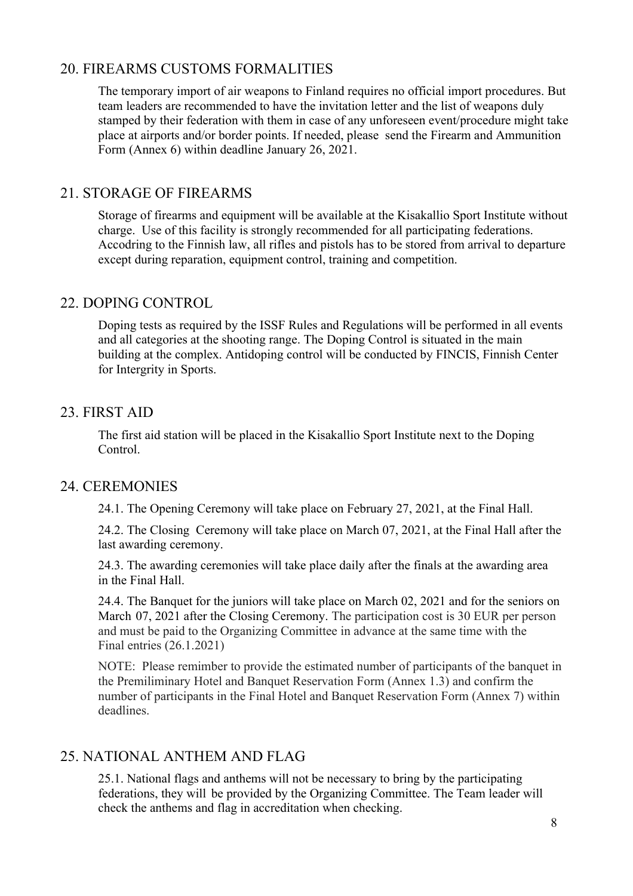## 20. FIREARMS CUSTOMS FORMALITIES

The temporary import of air weapons to Finland requires no official import procedures. But team leaders are recommended to have the invitation letter and the list of weapons duly stamped by their federation with them in case of any unforeseen event/procedure might take place at airports and/or border points. If needed, please send the Firearm and Ammunition Form (Annex 6) within deadline January 26, 2021.

## 21. STORAGE OF FIREARMS

Storage of firearms and equipment will be available at the Kisakallio Sport Institute without charge. Use of this facility is strongly recommended for all participating federations. Accodring to the Finnish law, all rifles and pistols has to be stored from arrival to departure except during reparation, equipment control, training and competition.

## 22. DOPING CONTROL

Doping tests as required by the ISSF Rules and Regulations will be performed in all events and all categories at the shooting range. The Doping Control is situated in the main building at the complex. Antidoping control will be conducted by FINCIS, Finnish Center for Intergrity in Sports.

## 23. FIRST AID

The first aid station will be placed in the Kisakallio Sport Institute next to the Doping Control.

## 24. CEREMONIES

24.1. The Opening Ceremony will take place on February 27, 2021, at the Final Hall.

24.2. The Closing Ceremony will take place on March 07, 2021, at the Final Hall after the last awarding ceremony.

24.3. The awarding ceremonies will take place daily after the finals at the awarding area in the Final Hall.

24.4. The Banquet for the juniors will take place on March 02, 2021 and for the seniors on March 07, 2021 after the Closing Ceremony. The participation cost is 30 EUR per person and must be paid to the Organizing Committee in advance at the same time with the Final entries (26.1.2021)

NOTE: Please remimber to provide the estimated number of participants of the banquet in the Premiliminary Hotel and Banquet Reservation Form (Annex 1.3) and confirm the number of participants in the Final Hotel and Banquet Reservation Form (Annex 7) within deadlines.

## 25. NATIONAL ANTHEM AND FLAG

25.1. National flags and anthems will not be necessary to bring by the participating federations, they will be provided by the Organizing Committee. The Team leader will check the anthems and flag in accreditation when checking.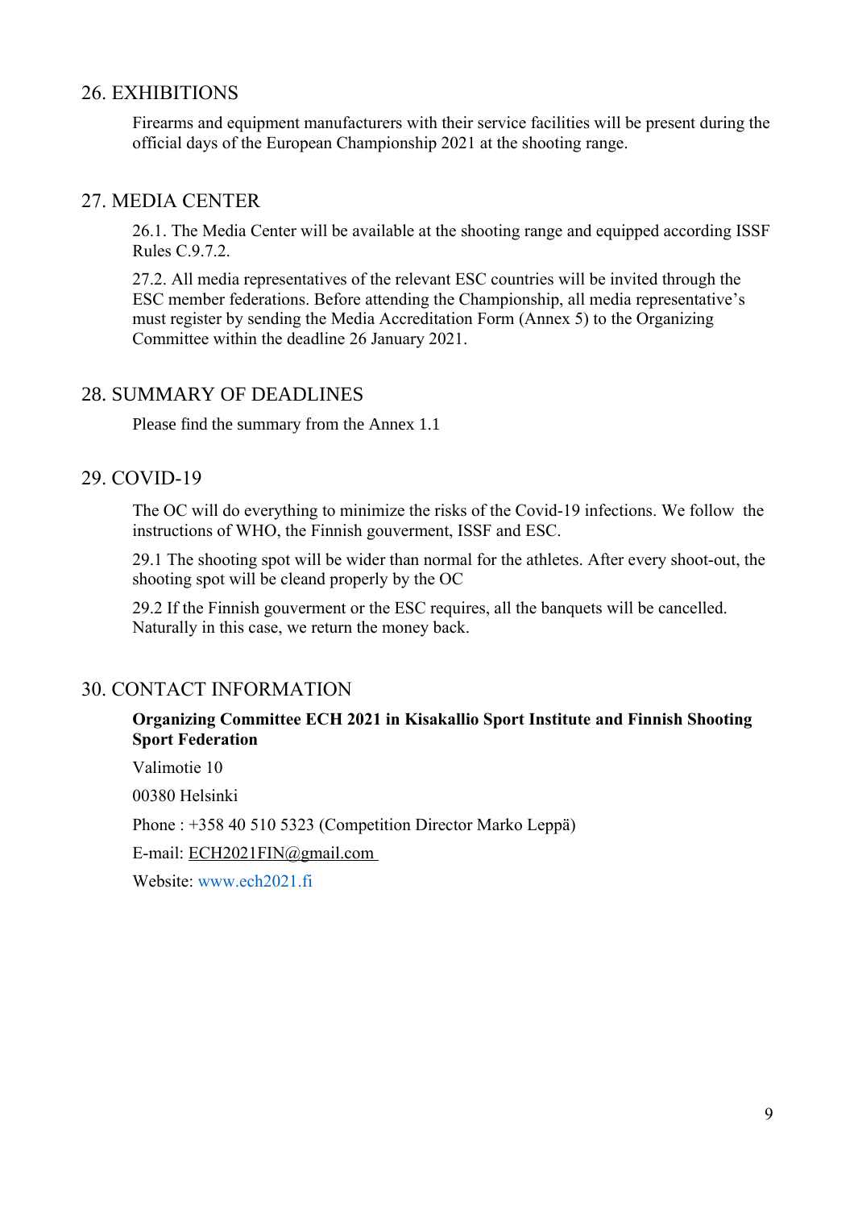## 26. EXHIBITIONS

Firearms and equipment manufacturers with their service facilities will be present during the official days of the European Championship 2021 at the shooting range.

## 27. MEDIA CENTER

26.1. The Media Center will be available at the shooting range and equipped according ISSF Rules C.9.7.2.

27.2. All media representatives of the relevant ESC countries will be invited through the ESC member federations. Before attending the Championship, all media representative's must register by sending the Media Accreditation Form (Annex 5) to the Organizing Committee within the deadline 26 January 2021.

## 28. SUMMARY OF DEADLINES

Please find the summary from the Annex 1.1

## 29. COVID-19

The OC will do everything to minimize the risks of the Covid-19 infections. We follow the instructions of WHO, the Finnish gouverment, ISSF and ESC.

29.1 The shooting spot will be wider than normal for the athletes. After every shoot-out, the shooting spot will be cleand properly by the OC

29.2 If the Finnish gouverment or the ESC requires, all the banquets will be cancelled. Naturally in this case, we return the money back.

## 30. CONTACT INFORMATION

**Organizing Committee ECH 2021 in Kisakallio Sport Institute and Finnish Shooting Sport Federation**

Valimotie 10

00380 Helsinki

Phone : +358 40 510 5323 (Competition Director Marko Leppä)

E-mail: ECH2021FIN@gmail.com

Website: www.ech2021.fi